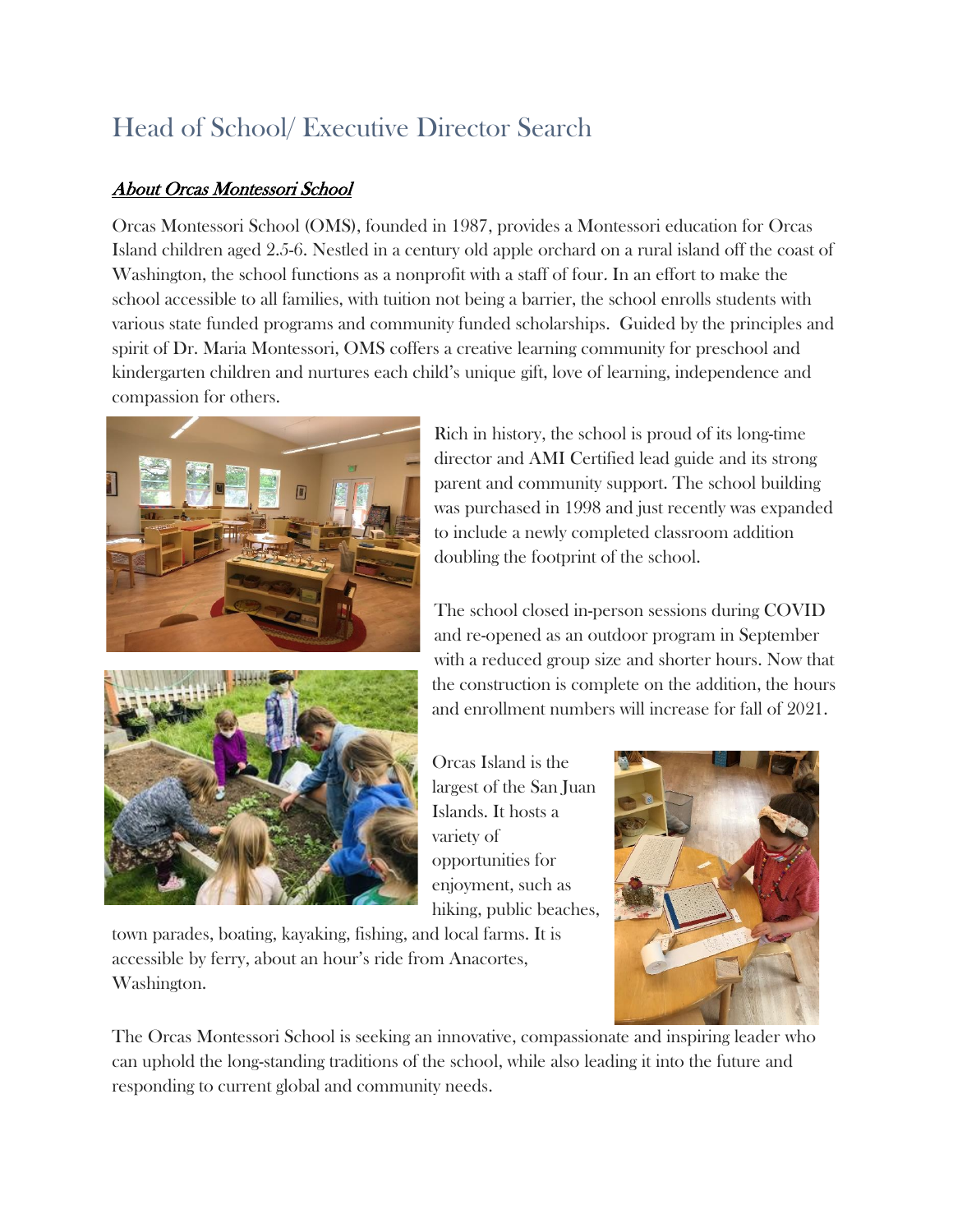# Head of School/ Executive Director Search

## ***About Orcas Montessori School***

Orcas Montessori School (OMS), founded in 1987, provides a Montessori education for Orcas Island children aged 2.5-6. Nestled in a century old apple orchard on a rural island off the coast of Washington, the school functions as a nonprofit with a staff of four. In an effort to make the school accessible to all families, with tuition not being a barrier, the school enrolls students with various state funded programs and community funded scholarships. Guided by the principles and spirit of Dr. Maria Montessori, OMS coffers a creative learning community for preschool and kindergarten children and nurtures each child's unique gift, love of learning, independence and compassion for others.

Rich in history, the school is proud of its long-time director and AMI Certified lead guide and its strong parent and community support. The school building was purchased in 1998 and just recently was expanded to include a newly completed classroom addition doubling the footprint of the school.

The school closed in-person sessions during COVID and re-opened as an outdoor program in September with a reduced group size and shorter hours. Now that the construction is complete on the addition, the hours and enrollment numbers will increase for fall of 2021.

Orcas Island is the largest of the San Juan Islands. It hosts a variety of opportunities for enjoyment, such as hiking, public beaches, town parades, boating, kayaking, fishing, and local farms. It is accessible by ferry, about an hour's ride from Anacortes, Washington.

The Orcas Montessori School is seeking an innovative, compassionate and inspiring leader who can uphold the long-standing traditions of the school, while also leading it into the future and responding to current global and community needs.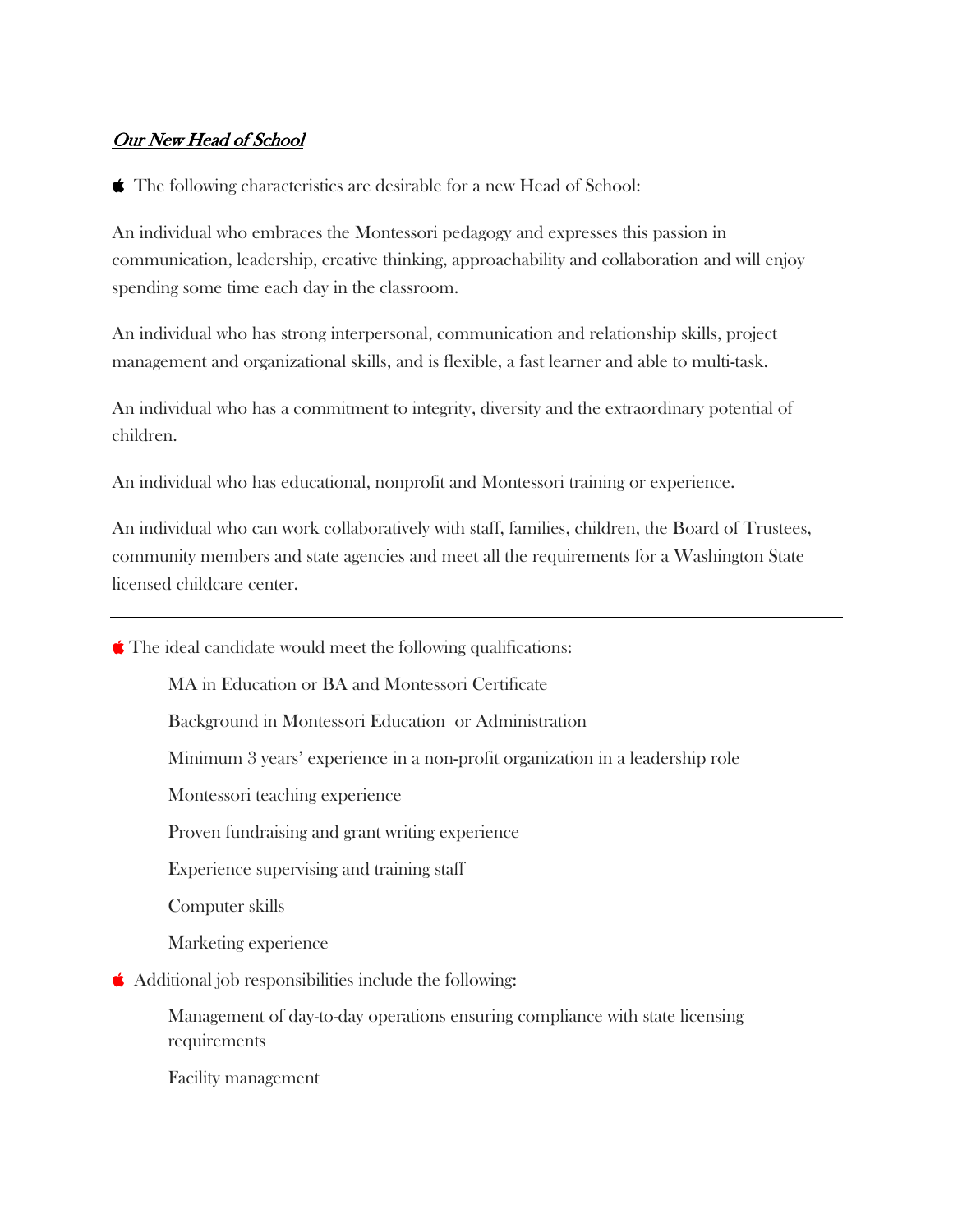---

## *Our New Head of School*

The following characteristics are desirable for a new Head of School:

An individual who embraces the Montessori pedagogy and expresses this passion in communication, leadership, creative thinking, approachability and collaboration and will enjoy spending some time each day in the classroom.

An individual who has strong interpersonal, communication and relationship skills, project management and organizational skills, and is flexible, a fast learner and able to multi-task.

An individual who has a commitment to integrity, diversity and the extraordinary potential of children.

An individual who has educational, nonprofit and Montessori training or experience.

An individual who can work collaboratively with staff, families, children, the Board of Trustees, community members and state agencies and meet all the requirements for a Washington State licensed childcare center.

---

The ideal candidate would meet the following qualifications:

- MA in Education or BA and Montessori Certificate
- Background in Montessori Education or Administration
- Minimum 3 years' experience in a non-profit organization in a leadership role
- Montessori teaching experience
- Proven fundraising and grant writing experience
- Experience supervising and training staff
- Computer skills
- Marketing experience

Additional job responsibilities include the following:

- Management of day-to-day operations ensuring compliance with state licensing requirements
- Facility management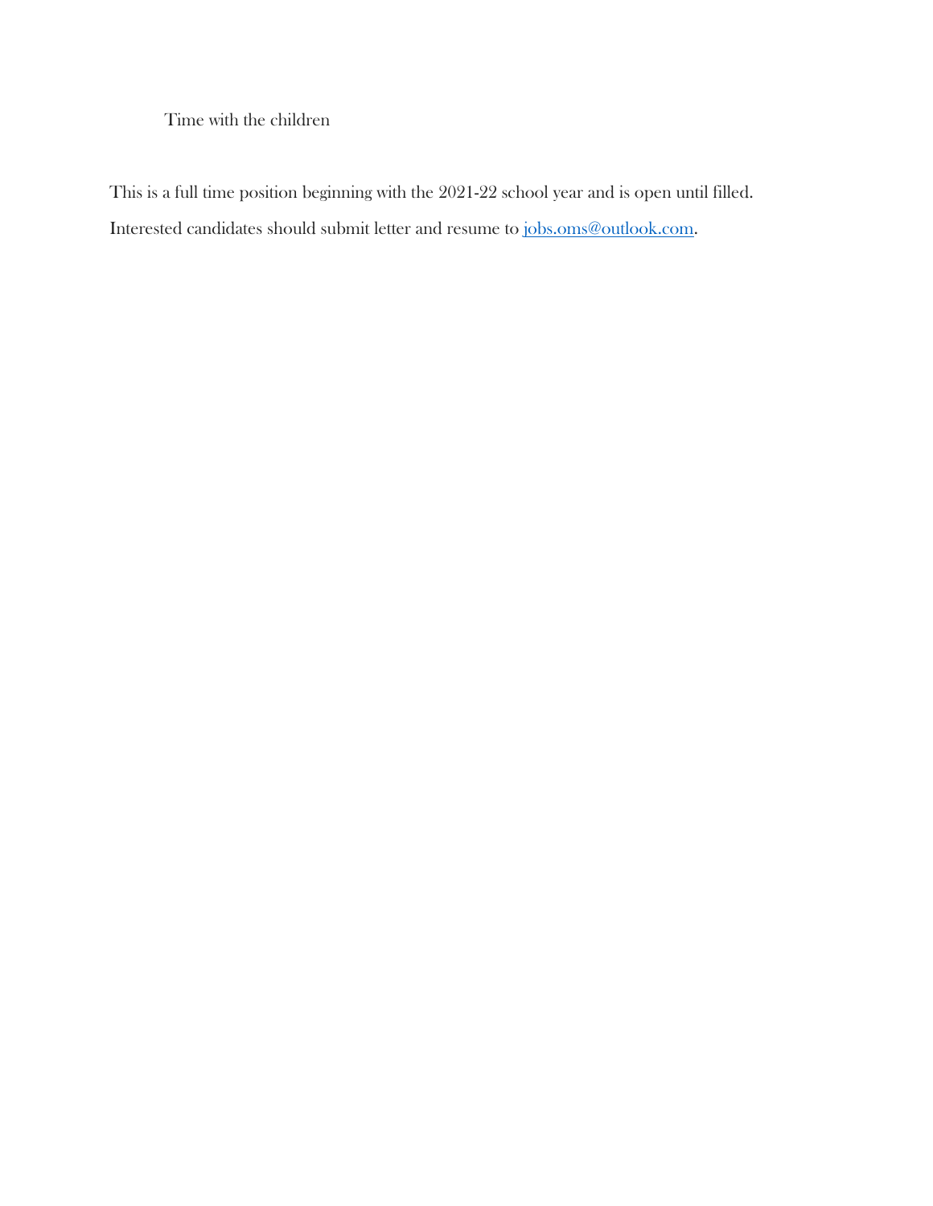Time with the children

This is a full time position beginning with the 2021-22 school year and is open until filled.

Interested candidates should submit letter and resume to jobs.oms@outlook.com.